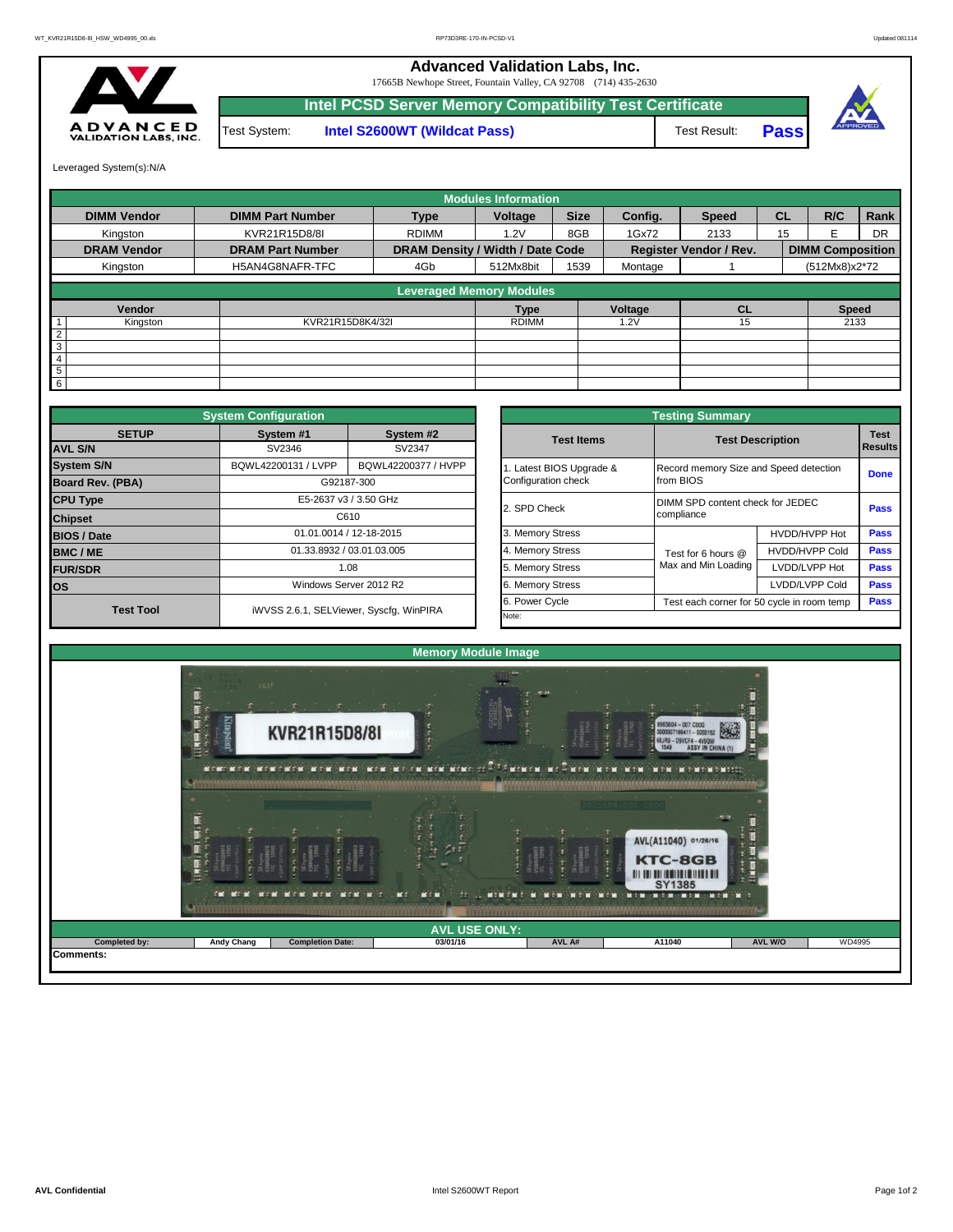# Advanced Validation Labs, Inc.

17665B Newhope Street, Fountain Valley, CA 92708 (714) 435-2630

## Intel PCSD Server Memory Compatibility Test Certificate

| Test System: | Intel S2600WT (Wildcat Pass) | Test Result: | Pass |
|---|---|---|---|

Leveraged System(s):N/A

### Modules Information

| DIMM Vendor | DIMM Part Number | Type | Voltage | Size | Config. | Speed | CL | R/C | Rank |
|---|---|---|---|---|---|---|---|---|---|
| Kingston | KVR21R15D8/8I | RDIMM | 1.2V | 8GB | 1Gx72 | 2133 | 15 | E | DR |
| **DRAM Vendor** | **DRAM Part Number** | **DRAM Density / Width / Date Code** | | | **Register Vendor / Rev.** | | | **DIMM Composition** | |
| Kingston | H5AN4G8NAFR-TFC | 4Gb | 512Mx8bit | 1539 | Montage | 1 | | (512Mx8)x2*72 | |

### Leveraged Memory Modules

| | Vendor | | Type | Voltage | CL | Speed |
|---|---|---|---|---|---|---|
| 1 | Kingston | KVR21R15D8K4/32I | RDIMM | 1.2V | 15 | 2133 |
| 2 | | | | | | |
| 3 | | | | | | |
| 4 | | | | | | |
| 5 | | | | | | |
| 6 | | | | | | |

### System Configuration

| SETUP | System #1 | System #2 |
|---|---|---|
| AVL S/N | SV2346 | SV2347 |
| System S/N | BQWL42200131 / LVPP | BQWL42200377 / HVPP |
| Board Rev. (PBA) | G92187-300 | |
| CPU Type | E5-2637 v3 / 3.50 GHz | |
| Chipset | C610 | |
| BIOS / Date | 01.01.0014 / 12-18-2015 | |
| BMC / ME | 01.33.8932 / 03.01.03.005 | |
| FUR/SDR | 1.08 | |
| OS | Windows Server 2012 R2 | |
| Test Tool | iWVSS 2.6.1, SELViewer, Syscfg, WinPIRA | |

### Testing Summary

| Test Items | Test Description | | Test Results |
|---|---|---|---|
| 1. Latest BIOS Upgrade & Configuration check | Record memory Size and Speed detection from BIOS | | Done |
| 2. SPD Check | DIMM SPD content check for JEDEC compliance | | Pass |
| 3. Memory Stress | Test for 6 hours @ Max and Min Loading | HVDD/HVPP Hot | Pass |
| 4. Memory Stress | | HVDD/HVPP Cold | Pass |
| 5. Memory Stress | | LVDD/LVPP Hot | Pass |
| 6. Memory Stress | | LVDD/LVPP Cold | Pass |
| 6. Power Cycle | Test each corner for 50 cycle in room temp | | Pass |
| Note: | | | |

### Memory Module Image

### AVL USE ONLY:

| Completed by: | Andy Chang | Completion Date: | 03/01/16 | AVL A# | A11040 | AVL W/O | WD4995 |
|---|---|---|---|---|---|---|---|

**Comments:**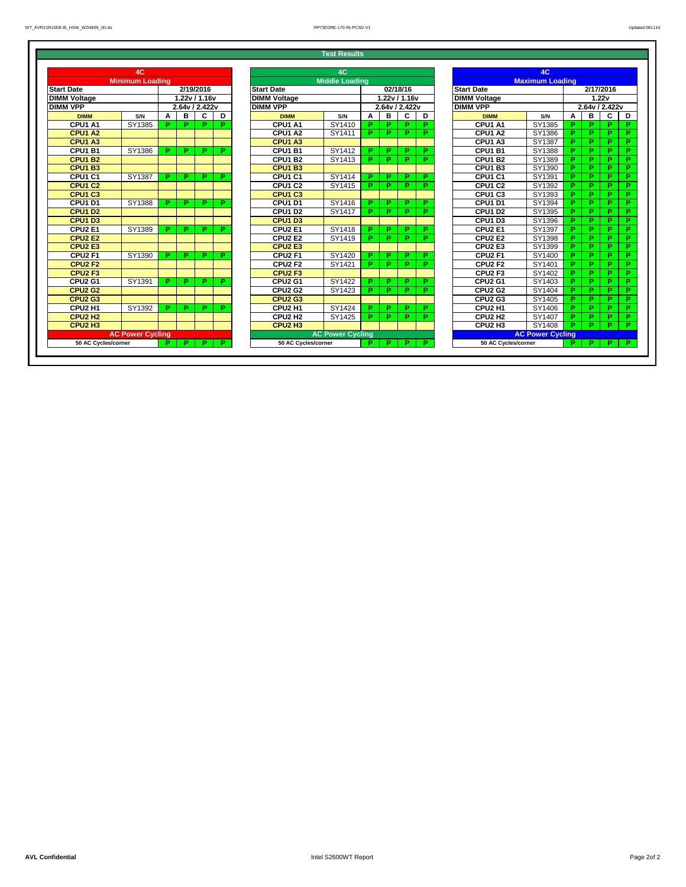## Test Results

| 4C Minimum Loading | | | | | |
|---|---|---|---|---|---|
| **Start Date** | | 2/19/2016 | | | |
| **DIMM Voltage** | | 1.22v / 1.16v | | | |
| **DIMM VPP** | | 2.64v / 2.422v | | | |
| **DIMM** | **S/N** | **A** | **B** | **C** | **D** |
| CPU1 A1 | SY1385 | P | P | P | P |
| CPU1 A2 | | | | | |
| CPU1 A3 | | | | | |
| CPU1 B1 | SY1386 | P | P | P | P |
| CPU1 B2 | | | | | |
| CPU1 B3 | | | | | |
| CPU1 C1 | SY1387 | P | P | P | P |
| CPU1 C2 | | | | | |
| CPU1 C3 | | | | | |
| CPU1 D1 | SY1388 | P | P | P | P |
| CPU1 D2 | | | | | |
| CPU1 D3 | | | | | |
| CPU2 E1 | SY1389 | P | P | P | P |
| CPU2 E2 | | | | | |
| CPU2 E3 | | | | | |
| CPU2 F1 | SY1390 | P | P | P | P |
| CPU2 F2 | | | | | |
| CPU2 F3 | | | | | |
| CPU2 G1 | SY1391 | P | P | P | P |
| CPU2 G2 | | | | | |
| CPU2 G3 | | | | | |
| CPU2 H1 | SY1392 | P | P | P | P |
| CPU2 H2 | | | | | |
| CPU2 H3 | | | | | |
| **AC Power Cycling** | | | | | |
| 50 AC Cycles/corner | | P | P | P | P |

| 4C Middle Loading | | | | | |
|---|---|---|---|---|---|
| **Start Date** | | 02/18/16 | | | |
| **DIMM Voltage** | | 1.22v / 1.16v | | | |
| **DIMM VPP** | | 2.64v / 2.422v | | | |
| **DIMM** | **S/N** | **A** | **B** | **C** | **D** |
| CPU1 A1 | SY1410 | P | P | P | P |
| CPU1 A2 | SY1411 | P | P | P | P |
| CPU1 A3 | | | | | |
| CPU1 B1 | SY1412 | P | P | P | P |
| CPU1 B2 | SY1413 | P | P | P | P |
| CPU1 B3 | | | | | |
| CPU1 C1 | SY1414 | P | P | P | P |
| CPU1 C2 | SY1415 | P | P | P | P |
| CPU1 C3 | | | | | |
| CPU1 D1 | SY1416 | P | P | P | P |
| CPU1 D2 | SY1417 | P | P | P | P |
| CPU1 D3 | | | | | |
| CPU2 E1 | SY1418 | P | P | P | P |
| CPU2 E2 | SY1419 | P | P | P | P |
| CPU2 E3 | | | | | |
| CPU2 F1 | SY1420 | P | P | P | P |
| CPU2 F2 | SY1421 | P | P | P | P |
| CPU2 F3 | | | | | |
| CPU2 G1 | SY1422 | P | P | P | P |
| CPU2 G2 | SY1423 | P | P | P | P |
| CPU2 G3 | | | | | |
| CPU2 H1 | SY1424 | P | P | P | P |
| CPU2 H2 | SY1425 | P | P | P | P |
| CPU2 H3 | | | | | |
| **AC Power Cycling** | | | | | |
| 50 AC Cycles/corner | | P | P | P | P |

| 4C Maximum Loading | | | | | |
|---|---|---|---|---|---|
| **Start Date** | | 2/17/2016 | | | |
| **DIMM Voltage** | | 1.22v | | | |
| **DIMM VPP** | | 2.64v / 2.422v | | | |
| **DIMM** | **S/N** | **A** | **B** | **C** | **D** |
| CPU1 A1 | SY1385 | P | P | P | P |
| CPU1 A2 | SY1386 | P | P | P | P |
| CPU1 A3 | SY1387 | P | P | P | P |
| CPU1 B1 | SY1388 | P | P | P | P |
| CPU1 B2 | SY1389 | P | P | P | P |
| CPU1 B3 | SY1390 | P | P | P | P |
| CPU1 C1 | SY1391 | P | P | P | P |
| CPU1 C2 | SY1392 | P | P | P | P |
| CPU1 C3 | SY1393 | P | P | P | P |
| CPU1 D1 | SY1394 | P | P | P | P |
| CPU1 D2 | SY1395 | P | P | P | P |
| CPU1 D3 | SY1396 | P | P | P | P |
| CPU2 E1 | SY1397 | P | P | P | P |
| CPU2 E2 | SY1398 | P | P | P | P |
| CPU2 E3 | SY1399 | P | P | P | P |
| CPU2 F1 | SY1400 | P | P | P | P |
| CPU2 F2 | SY1401 | P | P | P | P |
| CPU2 F3 | SY1402 | P | P | P | P |
| CPU2 G1 | SY1403 | P | P | P | P |
| CPU2 G2 | SY1404 | P | P | P | P |
| CPU2 G3 | SY1405 | P | P | P | P |
| CPU2 H1 | SY1406 | P | P | P | P |
| CPU2 H2 | SY1407 | P | P | P | P |
| CPU2 H3 | SY1408 | P | P | P | P |
| **AC Power Cycling** | | | | | |
| 50 AC Cycles/corner | | P | P | P | P |